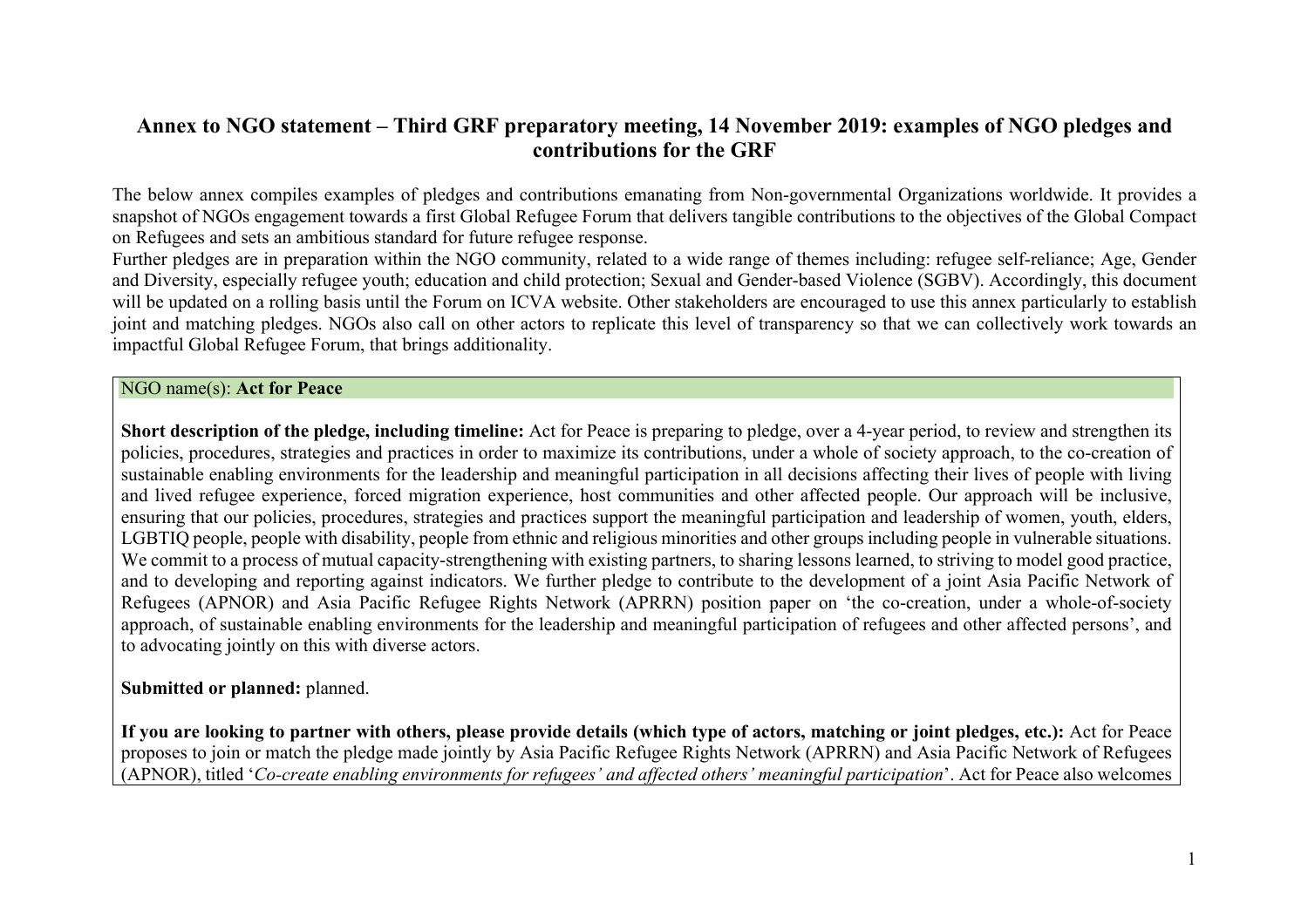# Annex to NGO statement – Third GRF preparatory meeting, 14 November 2019: examples of NGO pledges and contributions for the GRF

The below annex compiles examples of pledges and contributions emanating from Non-governmental Organizations worldwide. It provides a snapshot of NGOs engagement towards a first Global Refugee Forum that delivers tangible contributions to the objectives of the Global Compact on Refugees and sets an ambitious standard for future refugee response.

Further pledges are in preparation within the NGO community, related to a wide range of themes including: refugee self-reliance; Age, Gender and Diversity, especially refugee youth; education and child protection; Sexual and Gender-based Violence (SGBV). Accordingly, this document will be updated on a rolling basis until the Forum on ICVA website. Other stakeholders are encouraged to use this annex particularly to establish joint and matching pledges. NGOs also call on other actors to replicate this level of transparency so that we can collectively work towards an impactful Global Refugee Forum, that brings additionality.

NGO name(s): **Act for Peace**

**Short description of the pledge, including timeline:** Act for Peace is preparing to pledge, over a 4-year period, to review and strengthen its policies, procedures, strategies and practices in order to maximize its contributions, under a whole of society approach, to the co-creation of sustainable enabling environments for the leadership and meaningful participation in all decisions affecting their lives of people with living and lived refugee experience, forced migration experience, host communities and other affected people. Our approach will be inclusive, ensuring that our policies, procedures, strategies and practices support the meaningful participation and leadership of women, youth, elders, LGBTIQ people, people with disability, people from ethnic and religious minorities and other groups including people in vulnerable situations. We commit to a process of mutual capacity-strengthening with existing partners, to sharing lessons learned, to striving to model good practice, and to developing and reporting against indicators. We further pledge to contribute to the development of a joint Asia Pacific Network of Refugees (APNOR) and Asia Pacific Refugee Rights Network (APRRN) position paper on 'the co-creation, under a whole-of-society approach, of sustainable enabling environments for the leadership and meaningful participation of refugees and other affected persons', and to advocating jointly on this with diverse actors.

**Submitted or planned:** planned.

**If you are looking to partner with others, please provide details (which type of actors, matching or joint pledges, etc.):** Act for Peace proposes to join or match the pledge made jointly by Asia Pacific Refugee Rights Network (APRRN) and Asia Pacific Network of Refugees (APNOR), titled '*Co-create enabling environments for refugees' and affected others' meaningful participation*'. Act for Peace also welcomes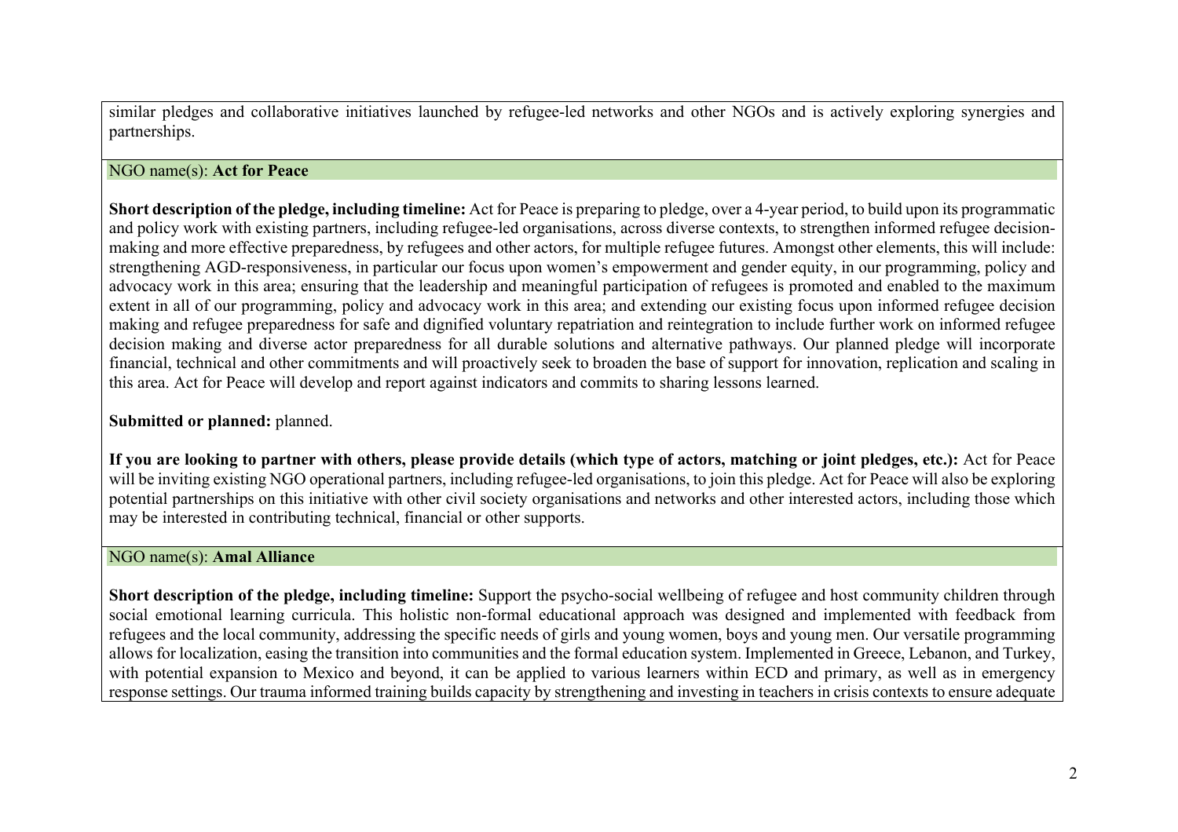similar pledges and collaborative initiatives launched by refugee-led networks and other NGOs and is actively exploring synergies and partnerships.

NGO name(s): **Act for Peace**

**Short description of the pledge, including timeline:** Act for Peace is preparing to pledge, over a 4-year period, to build upon its programmatic and policy work with existing partners, including refugee-led organisations, across diverse contexts, to strengthen informed refugee decision-making and more effective preparedness, by refugees and other actors, for multiple refugee futures. Amongst other elements, this will include: strengthening AGD-responsiveness, in particular our focus upon women's empowerment and gender equity, in our programming, policy and advocacy work in this area; ensuring that the leadership and meaningful participation of refugees is promoted and enabled to the maximum extent in all of our programming, policy and advocacy work in this area; and extending our existing focus upon informed refugee decision making and refugee preparedness for safe and dignified voluntary repatriation and reintegration to include further work on informed refugee decision making and diverse actor preparedness for all durable solutions and alternative pathways. Our planned pledge will incorporate financial, technical and other commitments and will proactively seek to broaden the base of support for innovation, replication and scaling in this area. Act for Peace will develop and report against indicators and commits to sharing lessons learned.

**Submitted or planned:** planned.

**If you are looking to partner with others, please provide details (which type of actors, matching or joint pledges, etc.):** Act for Peace will be inviting existing NGO operational partners, including refugee-led organisations, to join this pledge. Act for Peace will also be exploring potential partnerships on this initiative with other civil society organisations and networks and other interested actors, including those which may be interested in contributing technical, financial or other supports.

NGO name(s): **Amal Alliance**

**Short description of the pledge, including timeline:** Support the psycho-social wellbeing of refugee and host community children through social emotional learning curricula. This holistic non-formal educational approach was designed and implemented with feedback from refugees and the local community, addressing the specific needs of girls and young women, boys and young men. Our versatile programming allows for localization, easing the transition into communities and the formal education system. Implemented in Greece, Lebanon, and Turkey, with potential expansion to Mexico and beyond, it can be applied to various learners within ECD and primary, as well as in emergency response settings. Our trauma informed training builds capacity by strengthening and investing in teachers in crisis contexts to ensure adequate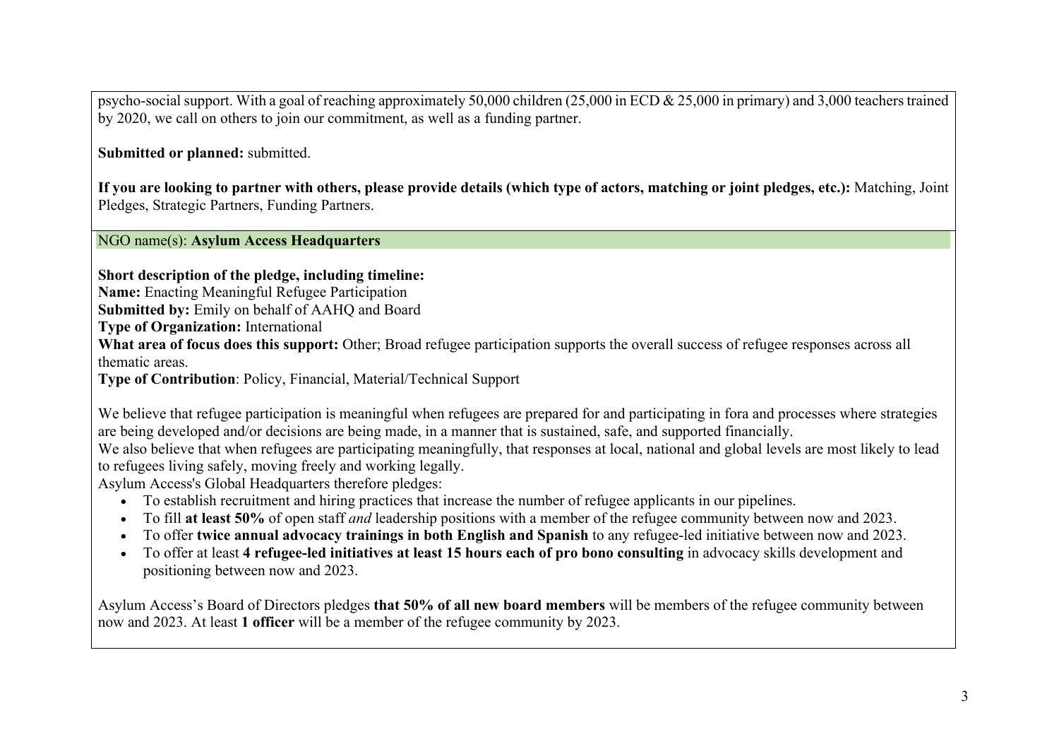psycho-social support. With a goal of reaching approximately 50,000 children (25,000 in ECD & 25,000 in primary) and 3,000 teachers trained by 2020, we call on others to join our commitment, as well as a funding partner.

**Submitted or planned:** submitted.

**If you are looking to partner with others, please provide details (which type of actors, matching or joint pledges, etc.):** Matching, Joint Pledges, Strategic Partners, Funding Partners.

NGO name(s): **Asylum Access Headquarters**

**Short description of the pledge, including timeline:**
**Name:** Enacting Meaningful Refugee Participation
**Submitted by:** Emily on behalf of AAHQ and Board
**Type of Organization:** International
**What area of focus does this support:** Other; Broad refugee participation supports the overall success of refugee responses across all thematic areas.
**Type of Contribution**: Policy, Financial, Material/Technical Support

We believe that refugee participation is meaningful when refugees are prepared for and participating in fora and processes where strategies are being developed and/or decisions are being made, in a manner that is sustained, safe, and supported financially.
We also believe that when refugees are participating meaningfully, that responses at local, national and global levels are most likely to lead to refugees living safely, moving freely and working legally.
Asylum Access's Global Headquarters therefore pledges:

- To establish recruitment and hiring practices that increase the number of refugee applicants in our pipelines.
- To fill **at least 50%** of open staff *and* leadership positions with a member of the refugee community between now and 2023.
- To offer **twice annual advocacy trainings in both English and Spanish** to any refugee-led initiative between now and 2023.
- To offer at least **4 refugee-led initiatives at least 15 hours each of pro bono consulting** in advocacy skills development and positioning between now and 2023.

Asylum Access's Board of Directors pledges **that 50% of all new board members** will be members of the refugee community between now and 2023. At least **1 officer** will be a member of the refugee community by 2023.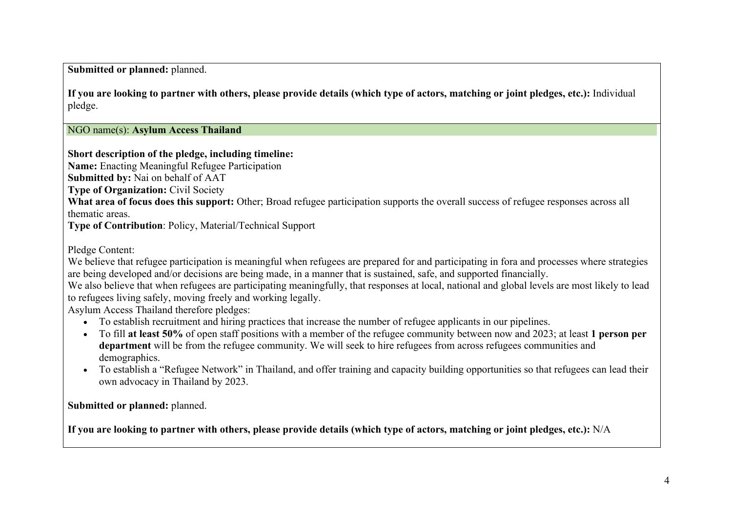**Submitted or planned:** planned.

**If you are looking to partner with others, please provide details (which type of actors, matching or joint pledges, etc.):** Individual pledge.

NGO name(s): **Asylum Access Thailand**

**Short description of the pledge, including timeline:**
**Name:** Enacting Meaningful Refugee Participation
**Submitted by:** Nai on behalf of AAT
**Type of Organization:** Civil Society
**What area of focus does this support:** Other; Broad refugee participation supports the overall success of refugee responses across all thematic areas.
**Type of Contribution**: Policy, Material/Technical Support

Pledge Content:
We believe that refugee participation is meaningful when refugees are prepared for and participating in fora and processes where strategies are being developed and/or decisions are being made, in a manner that is sustained, safe, and supported financially.
We also believe that when refugees are participating meaningfully, that responses at local, national and global levels are most likely to lead to refugees living safely, moving freely and working legally.
Asylum Access Thailand therefore pledges:

- To establish recruitment and hiring practices that increase the number of refugee applicants in our pipelines.
- To fill **at least 50%** of open staff positions with a member of the refugee community between now and 2023; at least **1 person per department** will be from the refugee community. We will seek to hire refugees from across refugees communities and demographics.
- To establish a "Refugee Network" in Thailand, and offer training and capacity building opportunities so that refugees can lead their own advocacy in Thailand by 2023.

**Submitted or planned:** planned.

**If you are looking to partner with others, please provide details (which type of actors, matching or joint pledges, etc.):** N/A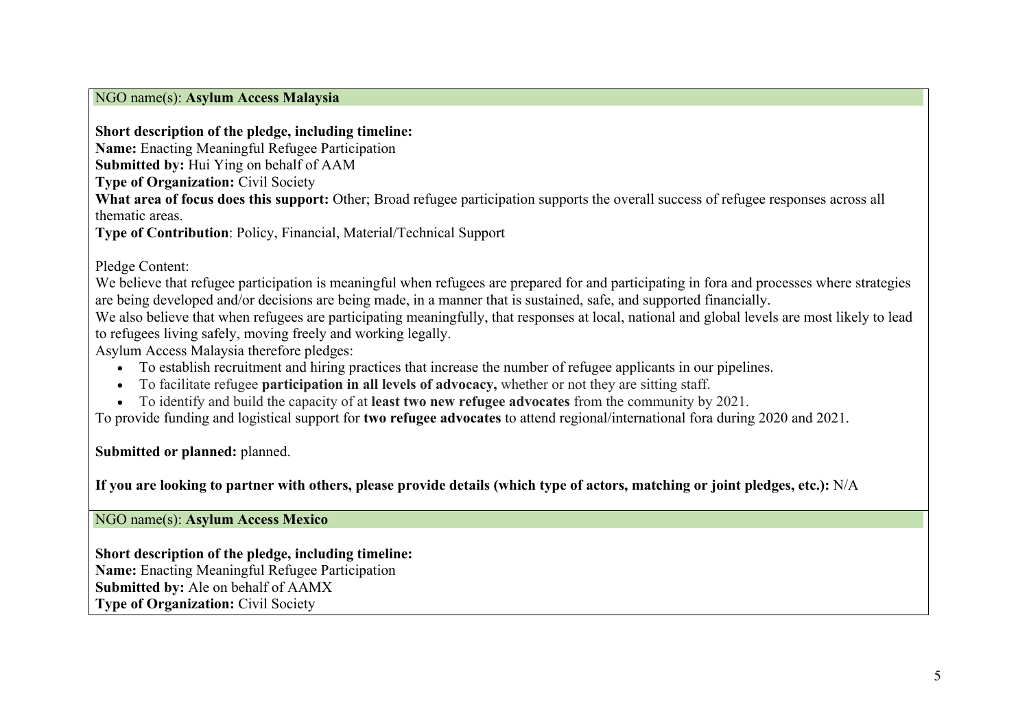NGO name(s): **Asylum Access Malaysia**

**Short description of the pledge, including timeline:**
**Name:** Enacting Meaningful Refugee Participation
**Submitted by:** Hui Ying on behalf of AAM
**Type of Organization:** Civil Society
**What area of focus does this support:** Other; Broad refugee participation supports the overall success of refugee responses across all thematic areas.
**Type of Contribution**: Policy, Financial, Material/Technical Support

Pledge Content:
We believe that refugee participation is meaningful when refugees are prepared for and participating in fora and processes where strategies are being developed and/or decisions are being made, in a manner that is sustained, safe, and supported financially.
We also believe that when refugees are participating meaningfully, that responses at local, national and global levels are most likely to lead to refugees living safely, moving freely and working legally.
Asylum Access Malaysia therefore pledges:

- To establish recruitment and hiring practices that increase the number of refugee applicants in our pipelines.
- To facilitate refugee **participation in all levels of advocacy,** whether or not they are sitting staff.
- To identify and build the capacity of at **least two new refugee advocates** from the community by 2021.

To provide funding and logistical support for **two refugee advocates** to attend regional/international fora during 2020 and 2021.

**Submitted or planned:** planned.

**If you are looking to partner with others, please provide details (which type of actors, matching or joint pledges, etc.):** N/A

NGO name(s): **Asylum Access Mexico**

**Short description of the pledge, including timeline:**
**Name:** Enacting Meaningful Refugee Participation
**Submitted by:** Ale on behalf of AAMX
**Type of Organization:** Civil Society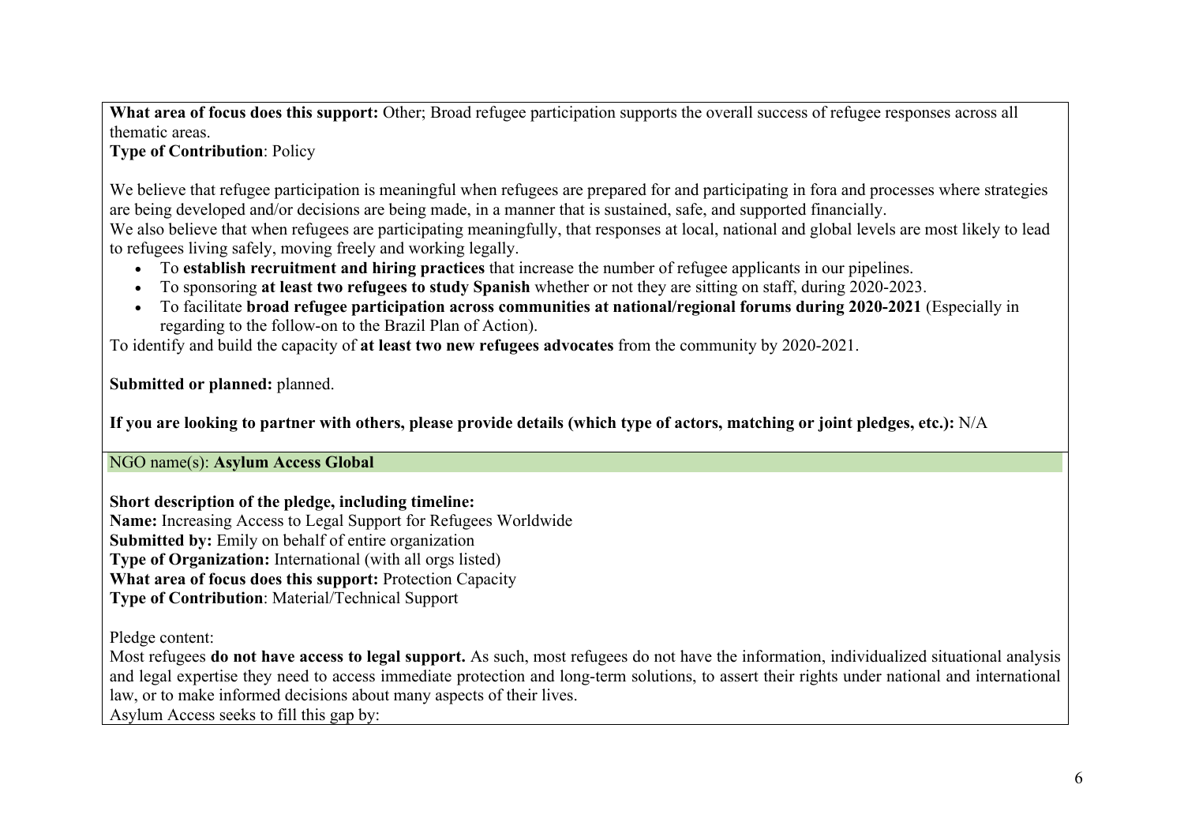**What area of focus does this support:** Other; Broad refugee participation supports the overall success of refugee responses across all thematic areas.
**Type of Contribution**: Policy

We believe that refugee participation is meaningful when refugees are prepared for and participating in fora and processes where strategies are being developed and/or decisions are being made, in a manner that is sustained, safe, and supported financially.
We also believe that when refugees are participating meaningfully, that responses at local, national and global levels are most likely to lead to refugees living safely, moving freely and working legally.

- To **establish recruitment and hiring practices** that increase the number of refugee applicants in our pipelines.
- To sponsoring **at least two refugees to study Spanish** whether or not they are sitting on staff, during 2020-2023.
- To facilitate **broad refugee participation across communities at national/regional forums during 2020-2021** (Especially in regarding to the follow-on to the Brazil Plan of Action).

To identify and build the capacity of **at least two new refugees advocates** from the community by 2020-2021.

**Submitted or planned:** planned.

**If you are looking to partner with others, please provide details (which type of actors, matching or joint pledges, etc.):** N/A

NGO name(s): **Asylum Access Global**

**Short description of the pledge, including timeline:**
**Name:** Increasing Access to Legal Support for Refugees Worldwide
**Submitted by:** Emily on behalf of entire organization
**Type of Organization:** International (with all orgs listed)
**What area of focus does this support:** Protection Capacity
**Type of Contribution**: Material/Technical Support

Pledge content:
Most refugees **do not have access to legal support.** As such, most refugees do not have the information, individualized situational analysis and legal expertise they need to access immediate protection and long-term solutions, to assert their rights under national and international law, or to make informed decisions about many aspects of their lives.
Asylum Access seeks to fill this gap by: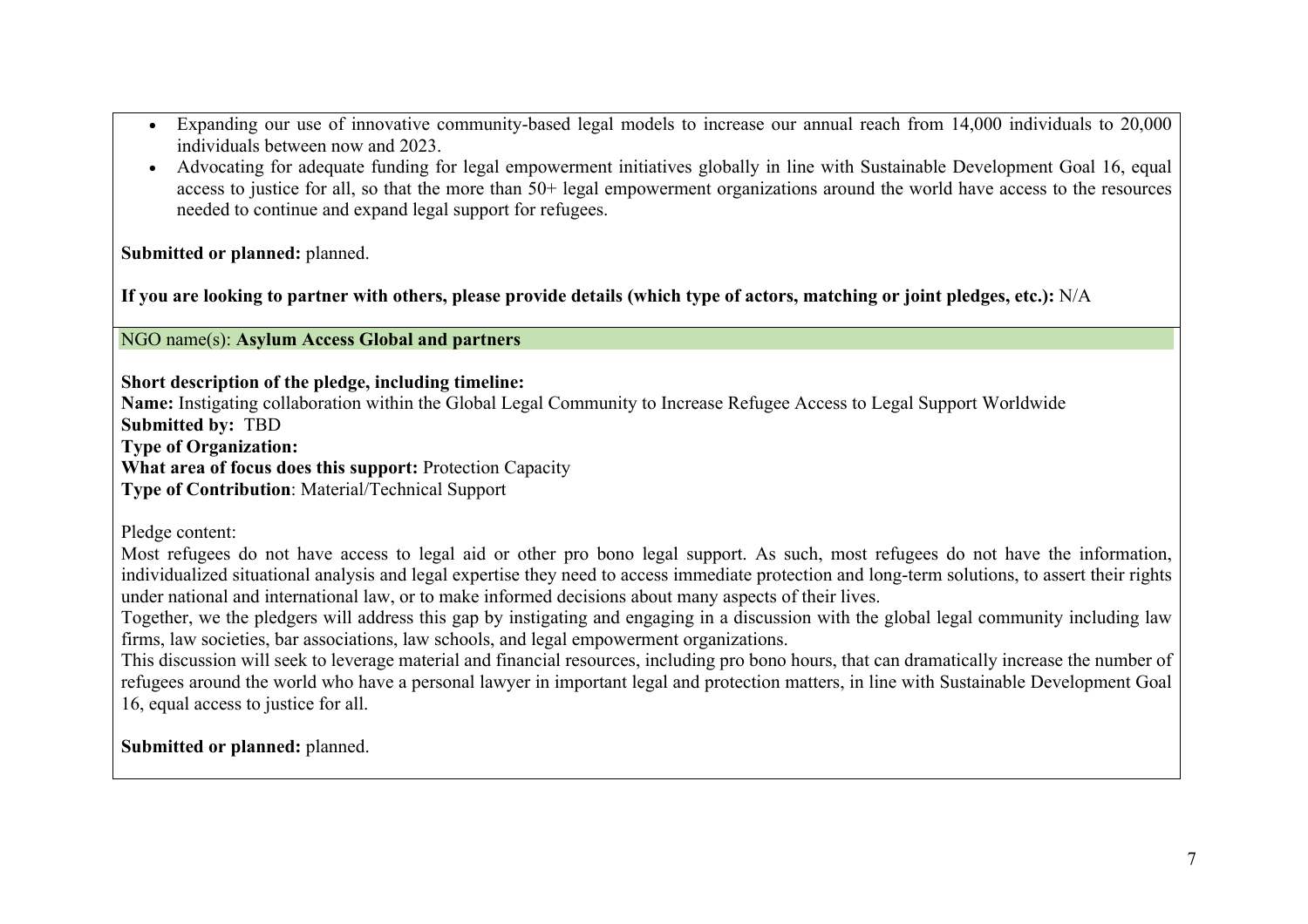- Expanding our use of innovative community-based legal models to increase our annual reach from 14,000 individuals to 20,000 individuals between now and 2023.
- Advocating for adequate funding for legal empowerment initiatives globally in line with Sustainable Development Goal 16, equal access to justice for all, so that the more than 50+ legal empowerment organizations around the world have access to the resources needed to continue and expand legal support for refugees.

**Submitted or planned:** planned.

**If you are looking to partner with others, please provide details (which type of actors, matching or joint pledges, etc.):** N/A

NGO name(s): **Asylum Access Global and partners**

**Short description of the pledge, including timeline:**
**Name:** Instigating collaboration within the Global Legal Community to Increase Refugee Access to Legal Support Worldwide
**Submitted by:** TBD
**Type of Organization:**
**What area of focus does this support:** Protection Capacity
**Type of Contribution**: Material/Technical Support

Pledge content:
Most refugees do not have access to legal aid or other pro bono legal support. As such, most refugees do not have the information, individualized situational analysis and legal expertise they need to access immediate protection and long-term solutions, to assert their rights under national and international law, or to make informed decisions about many aspects of their lives.
Together, we the pledgers will address this gap by instigating and engaging in a discussion with the global legal community including law firms, law societies, bar associations, law schools, and legal empowerment organizations.
This discussion will seek to leverage material and financial resources, including pro bono hours, that can dramatically increase the number of refugees around the world who have a personal lawyer in important legal and protection matters, in line with Sustainable Development Goal 16, equal access to justice for all.

**Submitted or planned:** planned.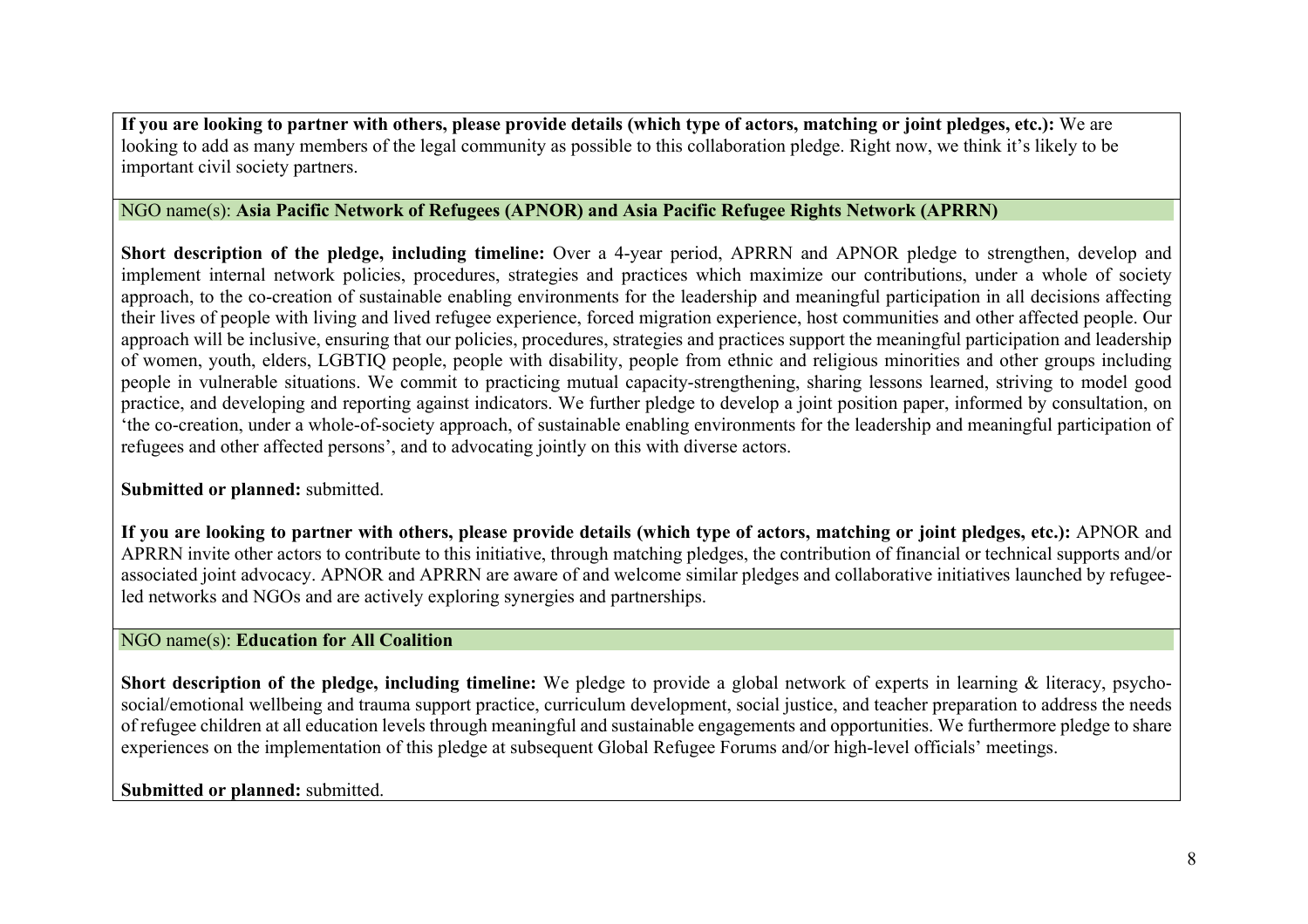**If you are looking to partner with others, please provide details (which type of actors, matching or joint pledges, etc.):** We are looking to add as many members of the legal community as possible to this collaboration pledge. Right now, we think it's likely to be important civil society partners.

NGO name(s): **Asia Pacific Network of Refugees (APNOR) and Asia Pacific Refugee Rights Network (APRRN)**

**Short description of the pledge, including timeline:** Over a 4-year period, APRRN and APNOR pledge to strengthen, develop and implement internal network policies, procedures, strategies and practices which maximize our contributions, under a whole of society approach, to the co-creation of sustainable enabling environments for the leadership and meaningful participation in all decisions affecting their lives of people with living and lived refugee experience, forced migration experience, host communities and other affected people. Our approach will be inclusive, ensuring that our policies, procedures, strategies and practices support the meaningful participation and leadership of women, youth, elders, LGBTIQ people, people with disability, people from ethnic and religious minorities and other groups including people in vulnerable situations. We commit to practicing mutual capacity-strengthening, sharing lessons learned, striving to model good practice, and developing and reporting against indicators. We further pledge to develop a joint position paper, informed by consultation, on 'the co-creation, under a whole-of-society approach, of sustainable enabling environments for the leadership and meaningful participation of refugees and other affected persons', and to advocating jointly on this with diverse actors.

**Submitted or planned:** submitted.

**If you are looking to partner with others, please provide details (which type of actors, matching or joint pledges, etc.):** APNOR and APRRN invite other actors to contribute to this initiative, through matching pledges, the contribution of financial or technical supports and/or associated joint advocacy. APNOR and APRRN are aware of and welcome similar pledges and collaborative initiatives launched by refugee-led networks and NGOs and are actively exploring synergies and partnerships.

NGO name(s): **Education for All Coalition**

**Short description of the pledge, including timeline:** We pledge to provide a global network of experts in learning & literacy, psycho-social/emotional wellbeing and trauma support practice, curriculum development, social justice, and teacher preparation to address the needs of refugee children at all education levels through meaningful and sustainable engagements and opportunities. We furthermore pledge to share experiences on the implementation of this pledge at subsequent Global Refugee Forums and/or high-level officials' meetings.

**Submitted or planned:** submitted.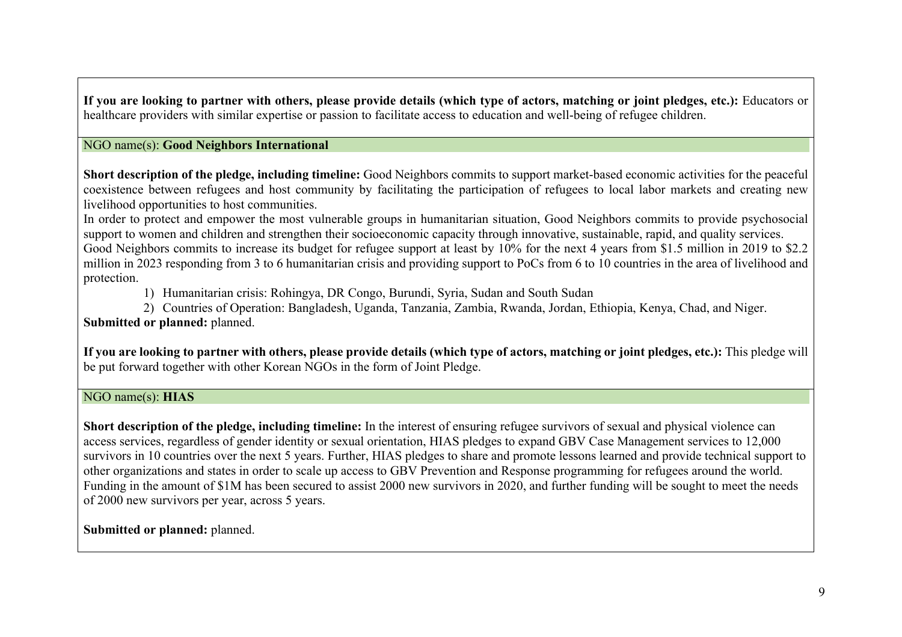**If you are looking to partner with others, please provide details (which type of actors, matching or joint pledges, etc.):** Educators or healthcare providers with similar expertise or passion to facilitate access to education and well-being of refugee children.

NGO name(s): **Good Neighbors International**

**Short description of the pledge, including timeline:** Good Neighbors commits to support market-based economic activities for the peaceful coexistence between refugees and host community by facilitating the participation of refugees to local labor markets and creating new livelihood opportunities to host communities.
In order to protect and empower the most vulnerable groups in humanitarian situation, Good Neighbors commits to provide psychosocial support to women and children and strengthen their socioeconomic capacity through innovative, sustainable, rapid, and quality services.
Good Neighbors commits to increase its budget for refugee support at least by 10% for the next 4 years from $1.5 million in 2019 to $2.2 million in 2023 responding from 3 to 6 humanitarian crisis and providing support to PoCs from 6 to 10 countries in the area of livelihood and protection.

1) Humanitarian crisis: Rohingya, DR Congo, Burundi, Syria, Sudan and South Sudan
2) Countries of Operation: Bangladesh, Uganda, Tanzania, Zambia, Rwanda, Jordan, Ethiopia, Kenya, Chad, and Niger.

**Submitted or planned:** planned.

**If you are looking to partner with others, please provide details (which type of actors, matching or joint pledges, etc.):** This pledge will be put forward together with other Korean NGOs in the form of Joint Pledge.

NGO name(s): **HIAS**

**Short description of the pledge, including timeline:** In the interest of ensuring refugee survivors of sexual and physical violence can access services, regardless of gender identity or sexual orientation, HIAS pledges to expand GBV Case Management services to 12,000 survivors in 10 countries over the next 5 years. Further, HIAS pledges to share and promote lessons learned and provide technical support to other organizations and states in order to scale up access to GBV Prevention and Response programming for refugees around the world. Funding in the amount of $1M has been secured to assist 2000 new survivors in 2020, and further funding will be sought to meet the needs of 2000 new survivors per year, across 5 years.

**Submitted or planned:** planned.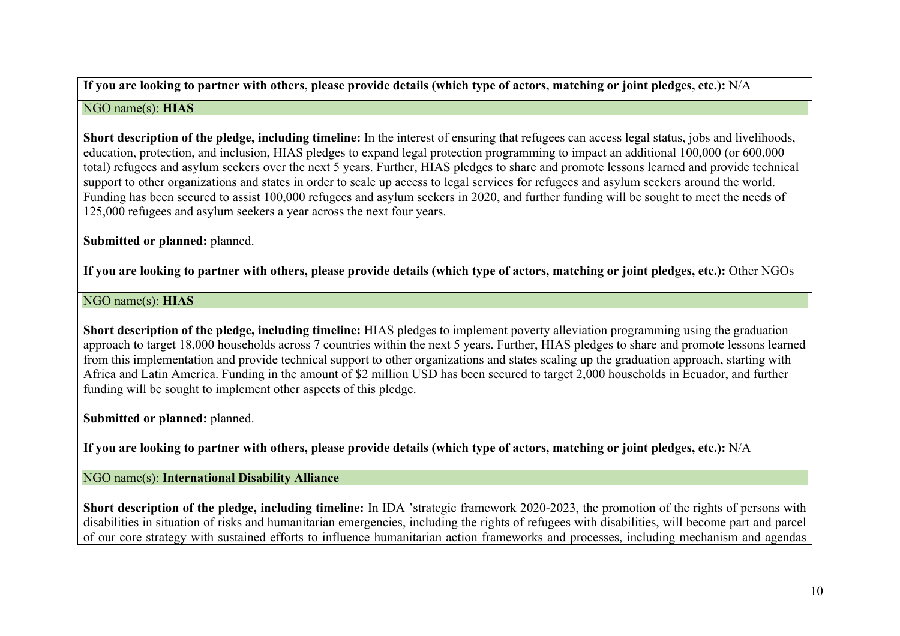**If you are looking to partner with others, please provide details (which type of actors, matching or joint pledges, etc.):** N/A

NGO name(s): **HIAS**

**Short description of the pledge, including timeline:** In the interest of ensuring that refugees can access legal status, jobs and livelihoods, education, protection, and inclusion, HIAS pledges to expand legal protection programming to impact an additional 100,000 (or 600,000 total) refugees and asylum seekers over the next 5 years. Further, HIAS pledges to share and promote lessons learned and provide technical support to other organizations and states in order to scale up access to legal services for refugees and asylum seekers around the world. Funding has been secured to assist 100,000 refugees and asylum seekers in 2020, and further funding will be sought to meet the needs of 125,000 refugees and asylum seekers a year across the next four years.

**Submitted or planned:** planned.

**If you are looking to partner with others, please provide details (which type of actors, matching or joint pledges, etc.):** Other NGOs

NGO name(s): **HIAS**

**Short description of the pledge, including timeline:** HIAS pledges to implement poverty alleviation programming using the graduation approach to target 18,000 households across 7 countries within the next 5 years. Further, HIAS pledges to share and promote lessons learned from this implementation and provide technical support to other organizations and states scaling up the graduation approach, starting with Africa and Latin America. Funding in the amount of $2 million USD has been secured to target 2,000 households in Ecuador, and further funding will be sought to implement other aspects of this pledge.

**Submitted or planned:** planned.

**If you are looking to partner with others, please provide details (which type of actors, matching or joint pledges, etc.):** N/A

NGO name(s): **International Disability Alliance**

**Short description of the pledge, including timeline:** In IDA 'strategic framework 2020-2023, the promotion of the rights of persons with disabilities in situation of risks and humanitarian emergencies, including the rights of refugees with disabilities, will become part and parcel of our core strategy with sustained efforts to influence humanitarian action frameworks and processes, including mechanism and agendas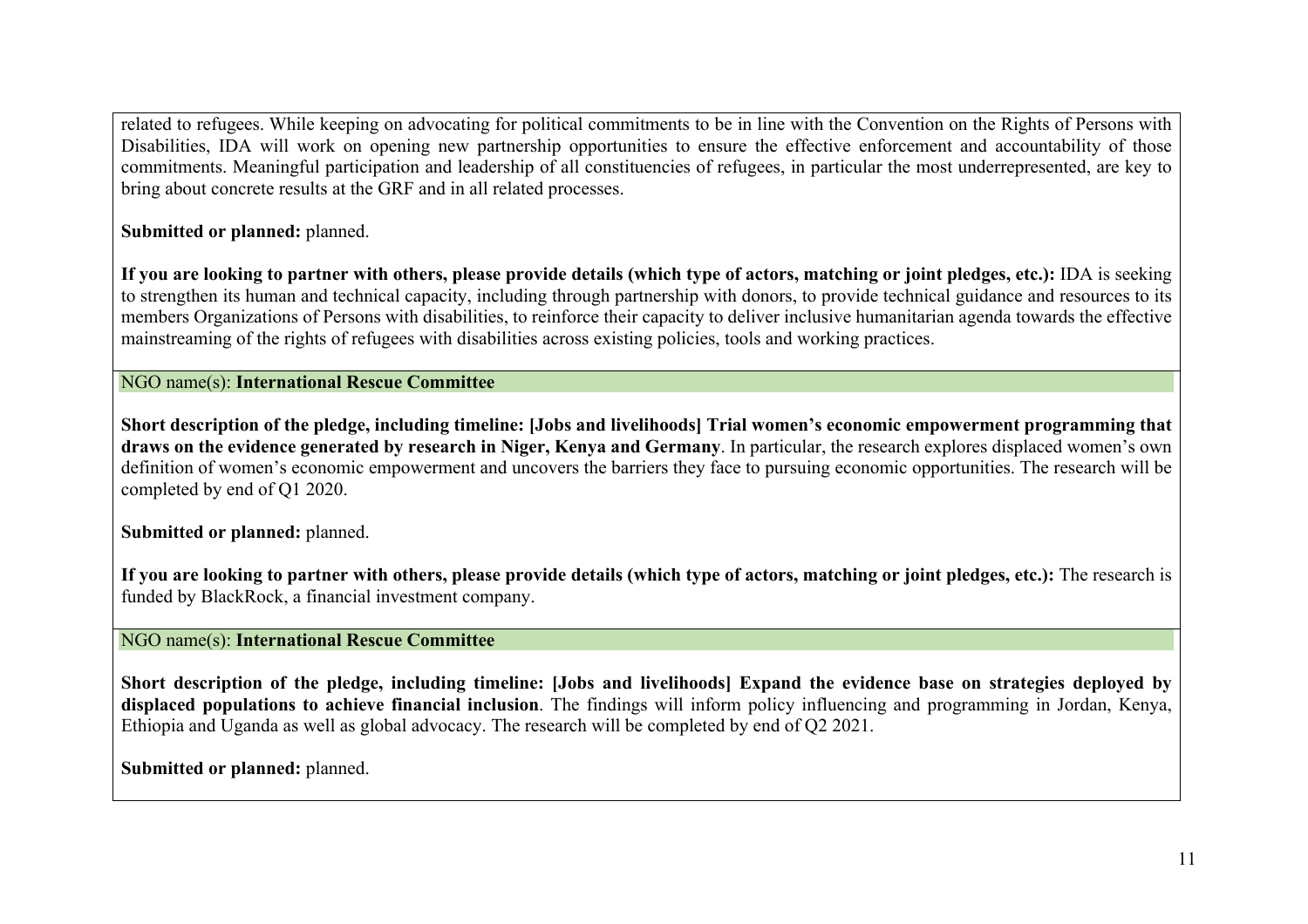related to refugees. While keeping on advocating for political commitments to be in line with the Convention on the Rights of Persons with Disabilities, IDA will work on opening new partnership opportunities to ensure the effective enforcement and accountability of those commitments. Meaningful participation and leadership of all constituencies of refugees, in particular the most underrepresented, are key to bring about concrete results at the GRF and in all related processes.

**Submitted or planned:** planned.

**If you are looking to partner with others, please provide details (which type of actors, matching or joint pledges, etc.):** IDA is seeking to strengthen its human and technical capacity, including through partnership with donors, to provide technical guidance and resources to its members Organizations of Persons with disabilities, to reinforce their capacity to deliver inclusive humanitarian agenda towards the effective mainstreaming of the rights of refugees with disabilities across existing policies, tools and working practices.

NGO name(s): **International Rescue Committee**

**Short description of the pledge, including timeline: [Jobs and livelihoods] Trial women's economic empowerment programming that draws on the evidence generated by research in Niger, Kenya and Germany**. In particular, the research explores displaced women's own definition of women's economic empowerment and uncovers the barriers they face to pursuing economic opportunities. The research will be completed by end of Q1 2020.

**Submitted or planned:** planned.

**If you are looking to partner with others, please provide details (which type of actors, matching or joint pledges, etc.):** The research is funded by BlackRock, a financial investment company.

NGO name(s): **International Rescue Committee**

**Short description of the pledge, including timeline: [Jobs and livelihoods] Expand the evidence base on strategies deployed by displaced populations to achieve financial inclusion**. The findings will inform policy influencing and programming in Jordan, Kenya, Ethiopia and Uganda as well as global advocacy. The research will be completed by end of Q2 2021.

**Submitted or planned:** planned.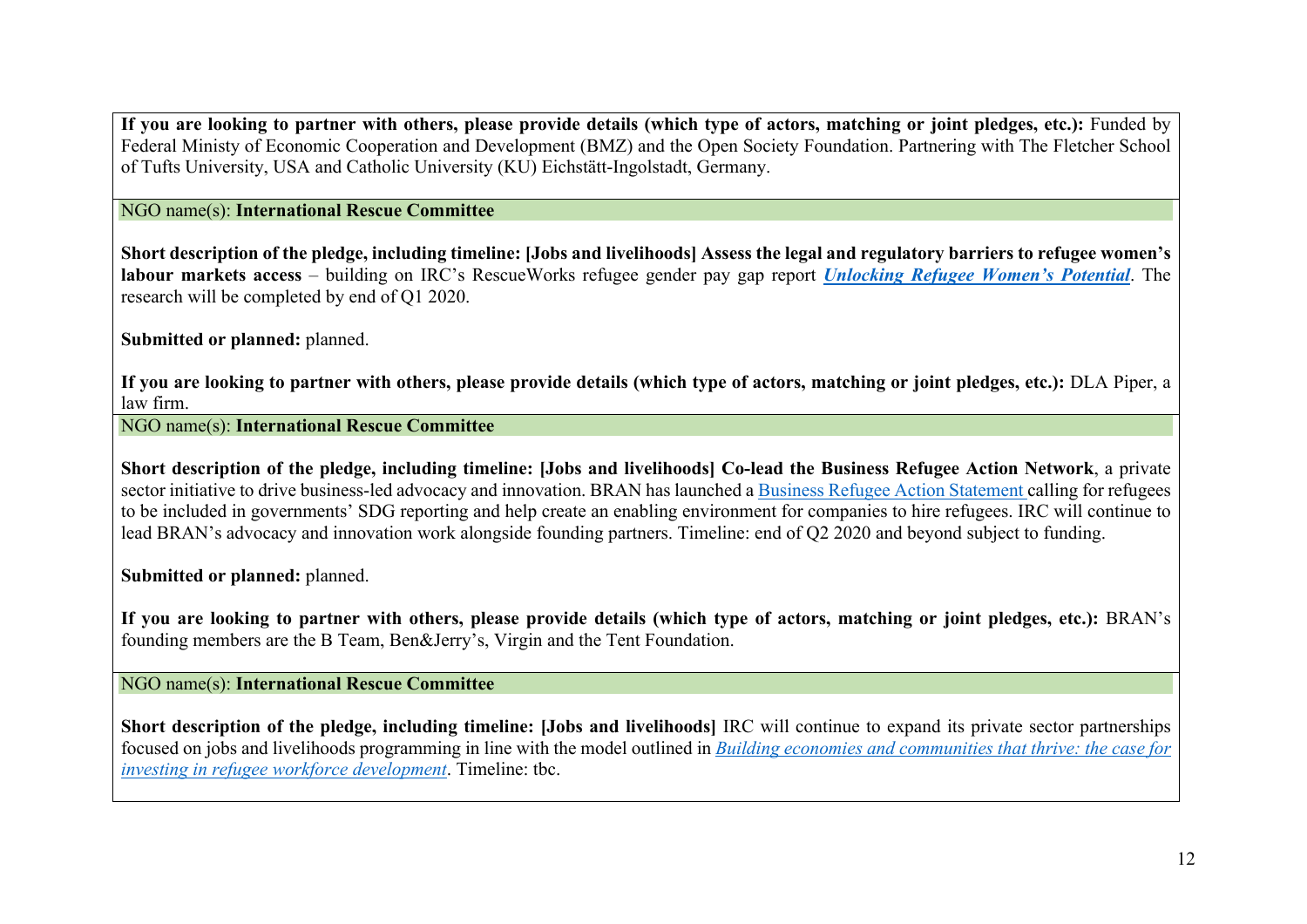**If you are looking to partner with others, please provide details (which type of actors, matching or joint pledges, etc.):** Funded by Federal Ministy of Economic Cooperation and Development (BMZ) and the Open Society Foundation. Partnering with The Fletcher School of Tufts University, USA and Catholic University (KU) Eichstätt-Ingolstadt, Germany.

NGO name(s): **International Rescue Committee**

**Short description of the pledge, including timeline: [Jobs and livelihoods] Assess the legal and regulatory barriers to refugee women's labour markets access** – building on IRC's RescueWorks refugee gender pay gap report ***Unlocking Refugee Women's Potential***. The research will be completed by end of Q1 2020.

**Submitted or planned:** planned.

**If you are looking to partner with others, please provide details (which type of actors, matching or joint pledges, etc.):** DLA Piper, a law firm.

NGO name(s): **International Rescue Committee**

**Short description of the pledge, including timeline: [Jobs and livelihoods] Co-lead the Business Refugee Action Network**, a private sector initiative to drive business-led advocacy and innovation. BRAN has launched a Business Refugee Action Statement calling for refugees to be included in governments' SDG reporting and help create an enabling environment for companies to hire refugees. IRC will continue to lead BRAN's advocacy and innovation work alongside founding partners. Timeline: end of Q2 2020 and beyond subject to funding.

**Submitted or planned:** planned.

**If you are looking to partner with others, please provide details (which type of actors, matching or joint pledges, etc.):** BRAN's founding members are the B Team, Ben&Jerry's, Virgin and the Tent Foundation.

NGO name(s): **International Rescue Committee**

**Short description of the pledge, including timeline: [Jobs and livelihoods]** IRC will continue to expand its private sector partnerships focused on jobs and livelihoods programming in line with the model outlined in *Building economies and communities that thrive: the case for investing in refugee workforce development*. Timeline: tbc.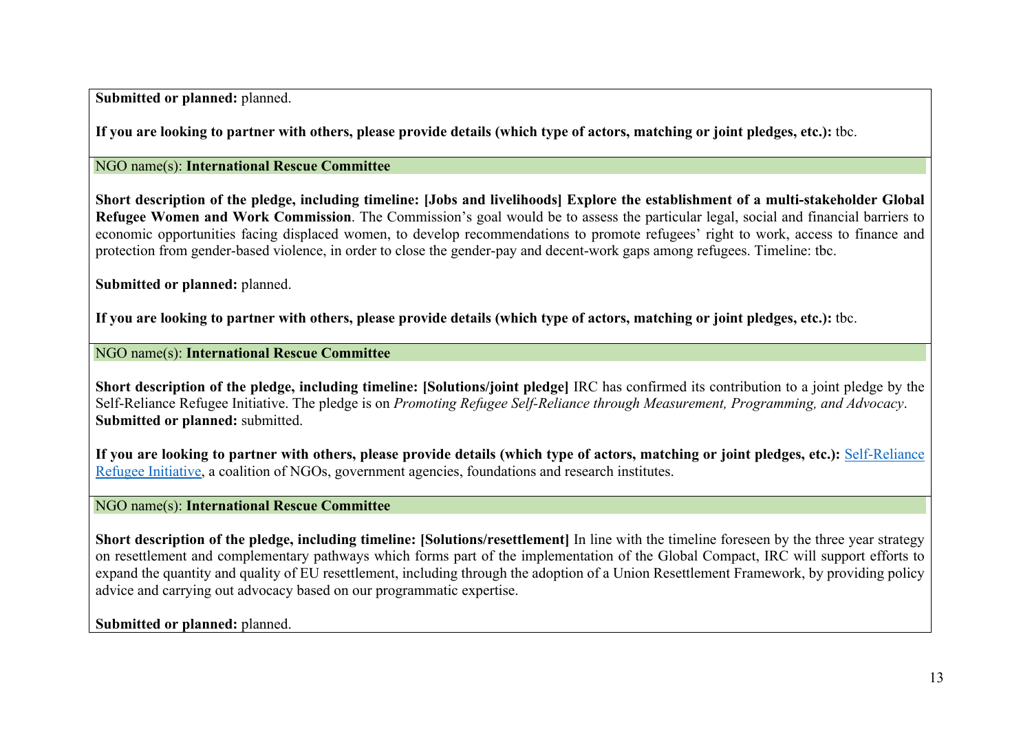**Submitted or planned:** planned.

**If you are looking to partner with others, please provide details (which type of actors, matching or joint pledges, etc.):** tbc.

NGO name(s): **International Rescue Committee**

**Short description of the pledge, including timeline: [Jobs and livelihoods] Explore the establishment of a multi-stakeholder Global Refugee Women and Work Commission**. The Commission's goal would be to assess the particular legal, social and financial barriers to economic opportunities facing displaced women, to develop recommendations to promote refugees' right to work, access to finance and protection from gender-based violence, in order to close the gender-pay and decent-work gaps among refugees. Timeline: tbc.

**Submitted or planned:** planned.

**If you are looking to partner with others, please provide details (which type of actors, matching or joint pledges, etc.):** tbc.

NGO name(s): **International Rescue Committee**

**Short description of the pledge, including timeline: [Solutions/joint pledge]** IRC has confirmed its contribution to a joint pledge by the Self-Reliance Refugee Initiative. The pledge is on *Promoting Refugee Self-Reliance through Measurement, Programming, and Advocacy*.
**Submitted or planned:** submitted.

**If you are looking to partner with others, please provide details (which type of actors, matching or joint pledges, etc.):** Self-Reliance Refugee Initiative, a coalition of NGOs, government agencies, foundations and research institutes.

NGO name(s): **International Rescue Committee**

**Short description of the pledge, including timeline: [Solutions/resettlement]** In line with the timeline foreseen by the three year strategy on resettlement and complementary pathways which forms part of the implementation of the Global Compact, IRC will support efforts to expand the quantity and quality of EU resettlement, including through the adoption of a Union Resettlement Framework, by providing policy advice and carrying out advocacy based on our programmatic expertise.

**Submitted or planned:** planned.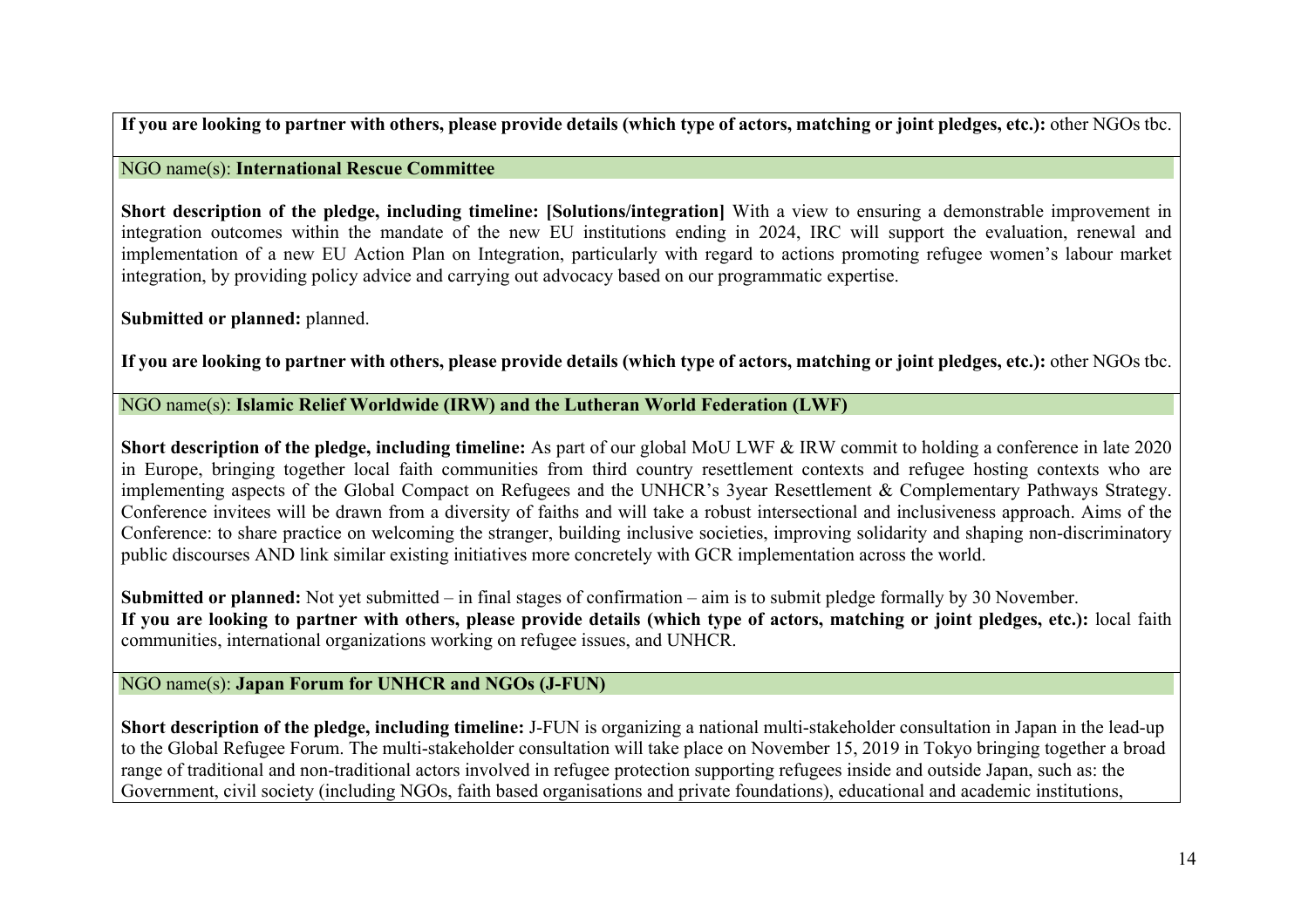**If you are looking to partner with others, please provide details (which type of actors, matching or joint pledges, etc.):** other NGOs tbc.

NGO name(s): **International Rescue Committee**

**Short description of the pledge, including timeline: [Solutions/integration]** With a view to ensuring a demonstrable improvement in integration outcomes within the mandate of the new EU institutions ending in 2024, IRC will support the evaluation, renewal and implementation of a new EU Action Plan on Integration, particularly with regard to actions promoting refugee women's labour market integration, by providing policy advice and carrying out advocacy based on our programmatic expertise.

**Submitted or planned:** planned.

**If you are looking to partner with others, please provide details (which type of actors, matching or joint pledges, etc.):** other NGOs tbc.

NGO name(s): **Islamic Relief Worldwide (IRW) and the Lutheran World Federation (LWF)**

**Short description of the pledge, including timeline:** As part of our global MoU LWF & IRW commit to holding a conference in late 2020 in Europe, bringing together local faith communities from third country resettlement contexts and refugee hosting contexts who are implementing aspects of the Global Compact on Refugees and the UNHCR's 3year Resettlement & Complementary Pathways Strategy. Conference invitees will be drawn from a diversity of faiths and will take a robust intersectional and inclusiveness approach. Aims of the Conference: to share practice on welcoming the stranger, building inclusive societies, improving solidarity and shaping non-discriminatory public discourses AND link similar existing initiatives more concretely with GCR implementation across the world.

**Submitted or planned:** Not yet submitted – in final stages of confirmation – aim is to submit pledge formally by 30 November.
**If you are looking to partner with others, please provide details (which type of actors, matching or joint pledges, etc.):** local faith communities, international organizations working on refugee issues, and UNHCR.

NGO name(s): **Japan Forum for UNHCR and NGOs (J-FUN)**

**Short description of the pledge, including timeline:** J-FUN is organizing a national multi-stakeholder consultation in Japan in the lead-up to the Global Refugee Forum. The multi-stakeholder consultation will take place on November 15, 2019 in Tokyo bringing together a broad range of traditional and non-traditional actors involved in refugee protection supporting refugees inside and outside Japan, such as: the Government, civil society (including NGOs, faith based organisations and private foundations), educational and academic institutions,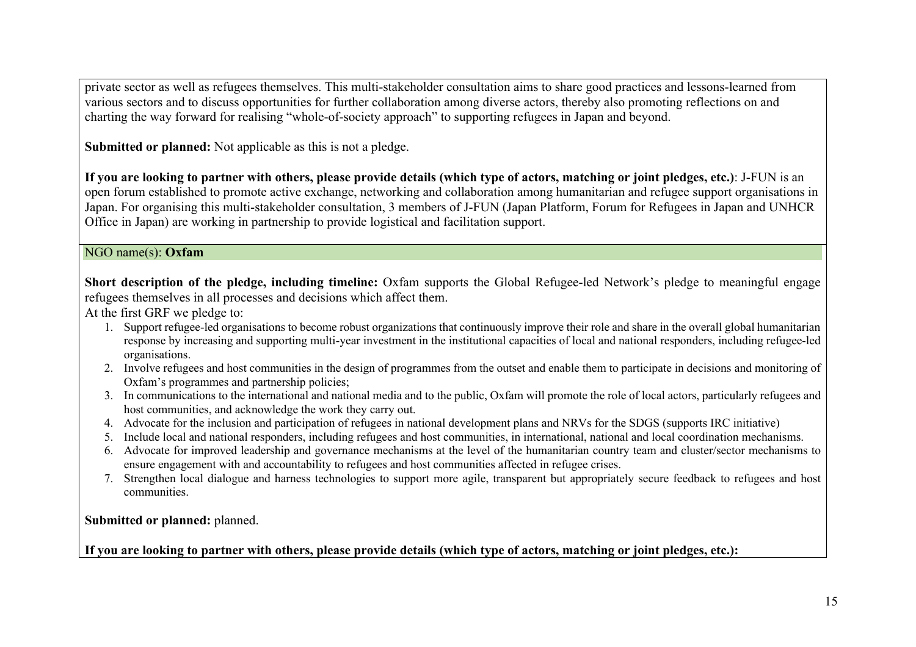private sector as well as refugees themselves. This multi-stakeholder consultation aims to share good practices and lessons-learned from various sectors and to discuss opportunities for further collaboration among diverse actors, thereby also promoting reflections on and charting the way forward for realising "whole-of-society approach" to supporting refugees in Japan and beyond.

**Submitted or planned:** Not applicable as this is not a pledge.

**If you are looking to partner with others, please provide details (which type of actors, matching or joint pledges, etc.)**: J-FUN is an open forum established to promote active exchange, networking and collaboration among humanitarian and refugee support organisations in Japan. For organising this multi-stakeholder consultation, 3 members of J-FUN (Japan Platform, Forum for Refugees in Japan and UNHCR Office in Japan) are working in partnership to provide logistical and facilitation support.

NGO name(s): **Oxfam**

**Short description of the pledge, including timeline:** Oxfam supports the Global Refugee-led Network's pledge to meaningful engage refugees themselves in all processes and decisions which affect them.

At the first GRF we pledge to:

1. Support refugee-led organisations to become robust organizations that continuously improve their role and share in the overall global humanitarian response by increasing and supporting multi-year investment in the institutional capacities of local and national responders, including refugee-led organisations.
2. Involve refugees and host communities in the design of programmes from the outset and enable them to participate in decisions and monitoring of Oxfam's programmes and partnership policies;
3. In communications to the international and national media and to the public, Oxfam will promote the role of local actors, particularly refugees and host communities, and acknowledge the work they carry out.
4. Advocate for the inclusion and participation of refugees in national development plans and NRVs for the SDGS (supports IRC initiative)
5. Include local and national responders, including refugees and host communities, in international, national and local coordination mechanisms.
6. Advocate for improved leadership and governance mechanisms at the level of the humanitarian country team and cluster/sector mechanisms to ensure engagement with and accountability to refugees and host communities affected in refugee crises.
7. Strengthen local dialogue and harness technologies to support more agile, transparent but appropriately secure feedback to refugees and host communities.

**Submitted or planned:** planned.

**If you are looking to partner with others, please provide details (which type of actors, matching or joint pledges, etc.):**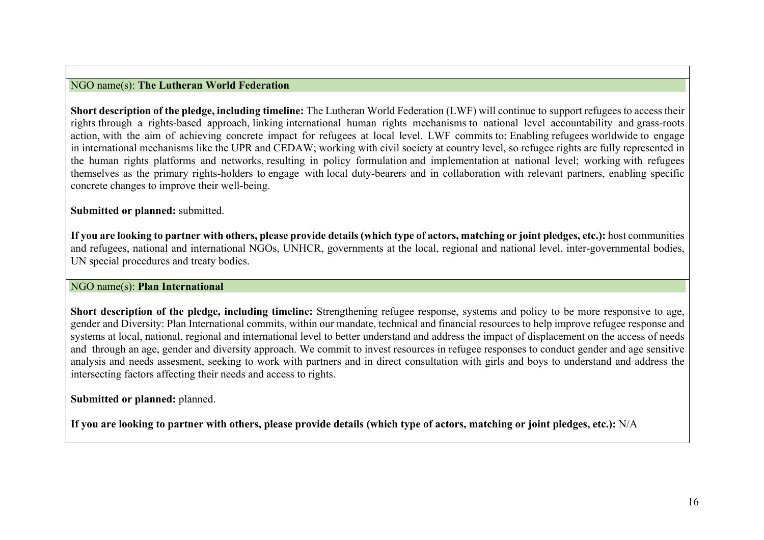NGO name(s): **The Lutheran World Federation**

**Short description of the pledge, including timeline:** The Lutheran World Federation (LWF) will continue to support refugees to access their rights through a rights-based approach, linking international human rights mechanisms to national level accountability and grass-roots action, with the aim of achieving concrete impact for refugees at local level. LWF commits to: Enabling refugees worldwide to engage in international mechanisms like the UPR and CEDAW; working with civil society at country level, so refugee rights are fully represented in the human rights platforms and networks, resulting in policy formulation and implementation at national level; working with refugees themselves as the primary rights-holders to engage with local duty-bearers and in collaboration with relevant partners, enabling specific concrete changes to improve their well-being.

**Submitted or planned:** submitted.

**If you are looking to partner with others, please provide details (which type of actors, matching or joint pledges, etc.):** host communities and refugees, national and international NGOs, UNHCR, governments at the local, regional and national level, inter-governmental bodies, UN special procedures and treaty bodies.

NGO name(s): **Plan International**

**Short description of the pledge, including timeline:** Strengthening refugee response, systems and policy to be more responsive to age, gender and Diversity: Plan International commits, within our mandate, technical and financial resources to help improve refugee response and systems at local, national, regional and international level to better understand and address the impact of displacement on the access of needs and through an age, gender and diversity approach. We commit to invest resources in refugee responses to conduct gender and age sensitive analysis and needs assesment, seeking to work with partners and in direct consultation with girls and boys to understand and address the intersecting factors affecting their needs and access to rights.

**Submitted or planned:** planned.

**If you are looking to partner with others, please provide details (which type of actors, matching or joint pledges, etc.):** N/A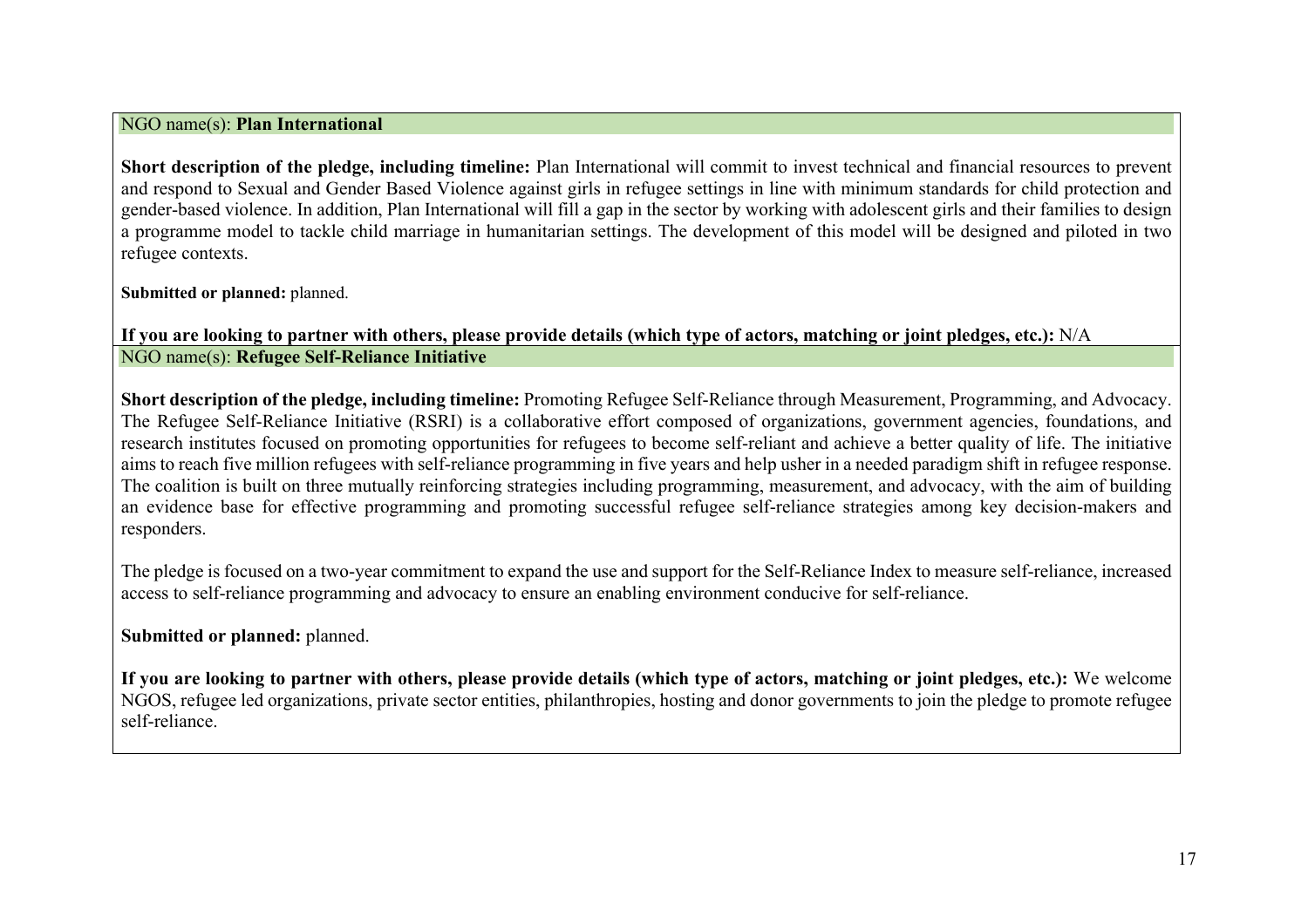NGO name(s): **Plan International**

**Short description of the pledge, including timeline:** Plan International will commit to invest technical and financial resources to prevent and respond to Sexual and Gender Based Violence against girls in refugee settings in line with minimum standards for child protection and gender-based violence. In addition, Plan International will fill a gap in the sector by working with adolescent girls and their families to design a programme model to tackle child marriage in humanitarian settings. The development of this model will be designed and piloted in two refugee contexts.

**Submitted or planned:** planned.

**If you are looking to partner with others, please provide details (which type of actors, matching or joint pledges, etc.):** N/A

NGO name(s): **Refugee Self-Reliance Initiative**

**Short description of the pledge, including timeline:** Promoting Refugee Self-Reliance through Measurement, Programming, and Advocacy. The Refugee Self-Reliance Initiative (RSRI) is a collaborative effort composed of organizations, government agencies, foundations, and research institutes focused on promoting opportunities for refugees to become self-reliant and achieve a better quality of life. The initiative aims to reach five million refugees with self-reliance programming in five years and help usher in a needed paradigm shift in refugee response. The coalition is built on three mutually reinforcing strategies including programming, measurement, and advocacy, with the aim of building an evidence base for effective programming and promoting successful refugee self-reliance strategies among key decision-makers and responders.

The pledge is focused on a two-year commitment to expand the use and support for the Self-Reliance Index to measure self-reliance, increased access to self-reliance programming and advocacy to ensure an enabling environment conducive for self-reliance.

**Submitted or planned:** planned.

**If you are looking to partner with others, please provide details (which type of actors, matching or joint pledges, etc.):** We welcome NGOS, refugee led organizations, private sector entities, philanthropies, hosting and donor governments to join the pledge to promote refugee self-reliance.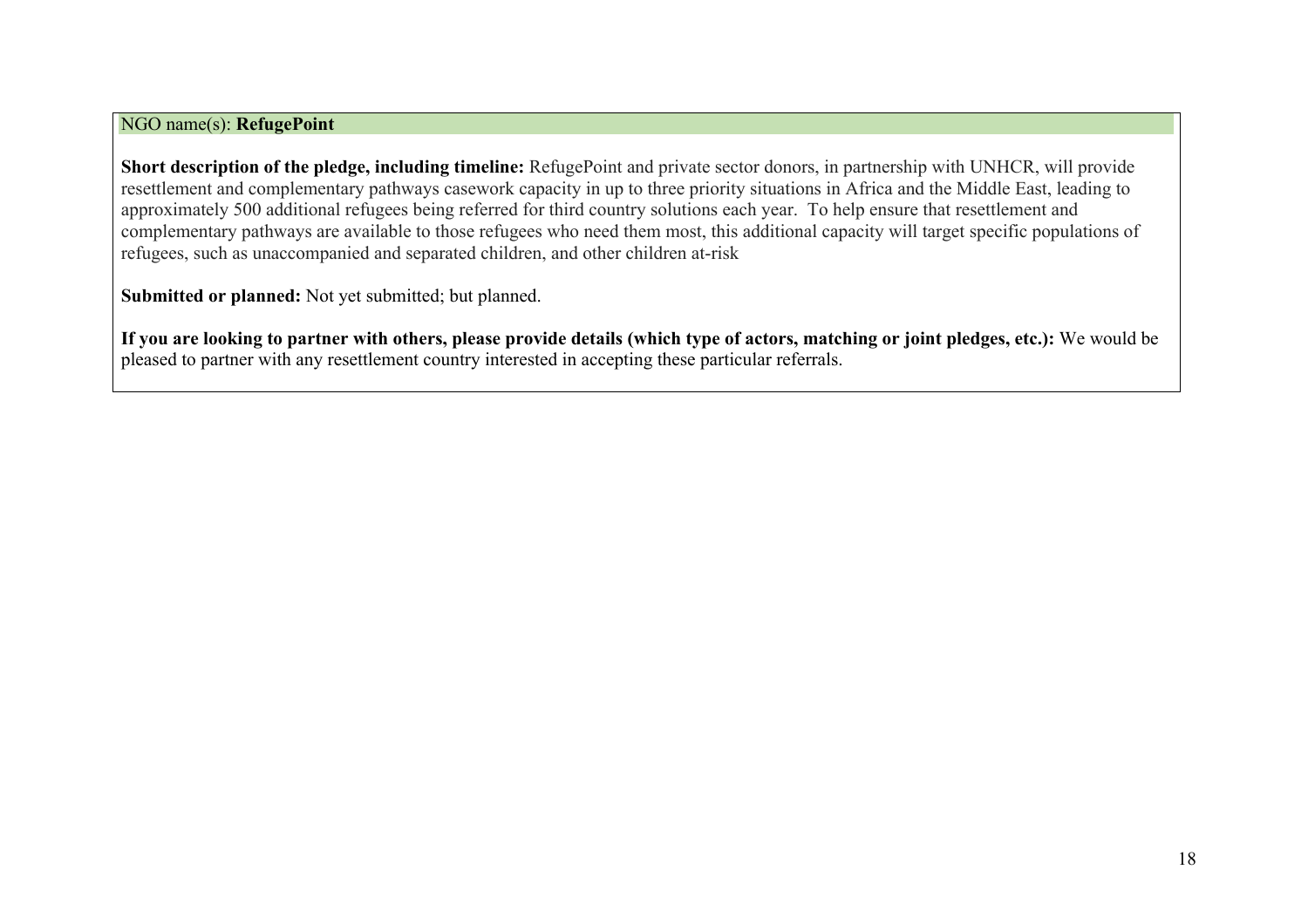NGO name(s): **RefugePoint**

**Short description of the pledge, including timeline:** RefugePoint and private sector donors, in partnership with UNHCR, will provide resettlement and complementary pathways casework capacity in up to three priority situations in Africa and the Middle East, leading to approximately 500 additional refugees being referred for third country solutions each year. To help ensure that resettlement and complementary pathways are available to those refugees who need them most, this additional capacity will target specific populations of refugees, such as unaccompanied and separated children, and other children at-risk

**Submitted or planned:** Not yet submitted; but planned.

**If you are looking to partner with others, please provide details (which type of actors, matching or joint pledges, etc.):** We would be pleased to partner with any resettlement country interested in accepting these particular referrals.